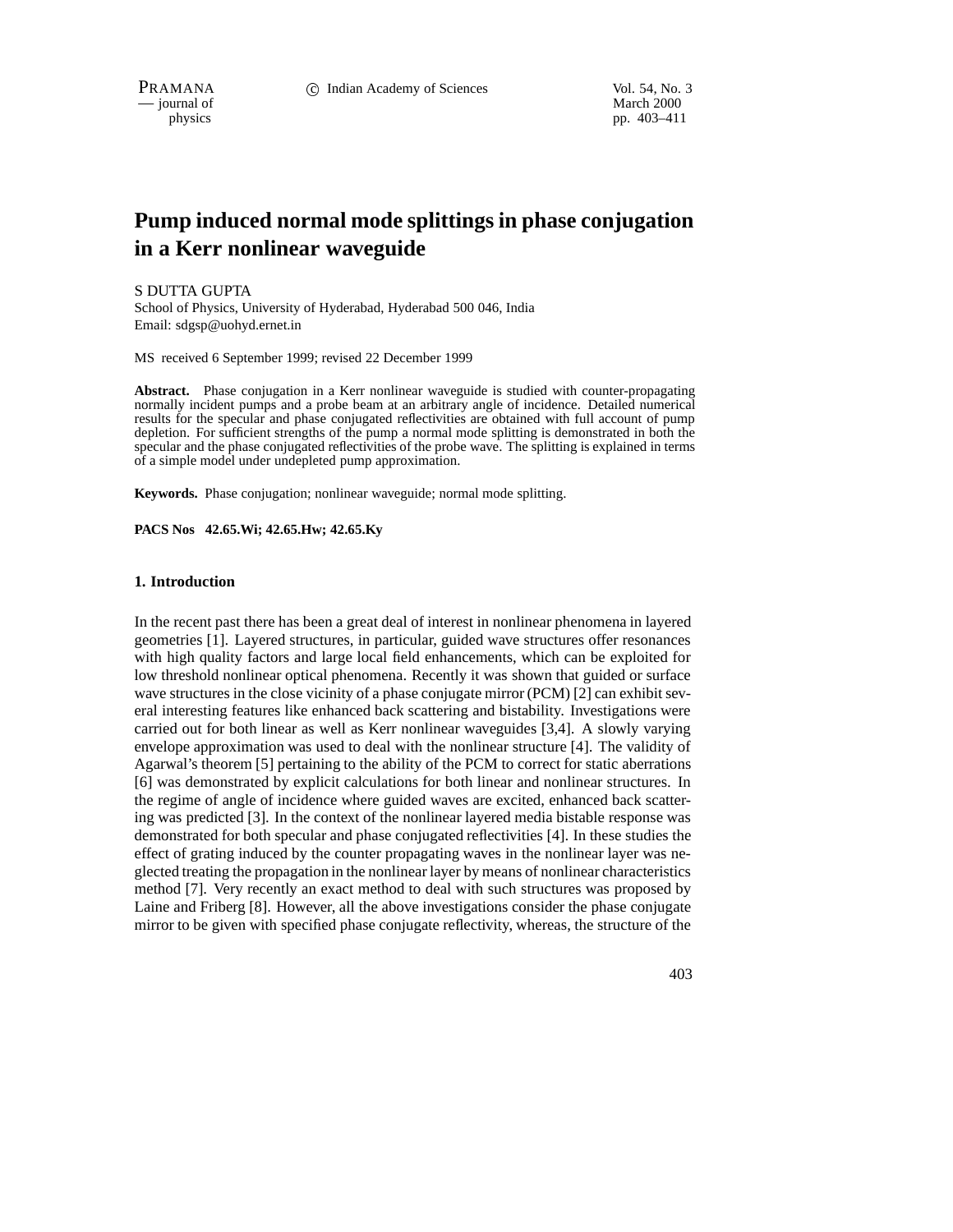# Pump induced normal mode splittings in phase conjugation in a Kerr nonlinear waveguide

S DUTTA GUPTA
School of Physics, University of Hyderabad, Hyderabad 500 046, India
Email: sdgsp@uohyd.ernet.in

MS received 6 September 1999; revised 22 December 1999

**Abstract.** Phase conjugation in a Kerr nonlinear waveguide is studied with counter-propagating normally incident pumps and a probe beam at an arbitrary angle of incidence. Detailed numerical results for the specular and phase conjugated reflectivities are obtained with full account of pump depletion. For sufficient strengths of the pump a normal mode splitting is demonstrated in both the specular and the phase conjugated reflectivities of the probe wave. The splitting is explained in terms of a simple model under undepleted pump approximation.

**Keywords.** Phase conjugation; nonlinear waveguide; normal mode splitting.

**PACS Nos 42.65.Wi; 42.65.Hw; 42.65.Ky**

## 1. Introduction

In the recent past there has been a great deal of interest in nonlinear phenomena in layered geometries [1]. Layered structures, in particular, guided wave structures offer resonances with high quality factors and large local field enhancements, which can be exploited for low threshold nonlinear optical phenomena. Recently it was shown that guided or surface wave structures in the close vicinity of a phase conjugate mirror (PCM) [2] can exhibit several interesting features like enhanced back scattering and bistability. Investigations were carried out for both linear as well as Kerr nonlinear waveguides [3,4]. A slowly varying envelope approximation was used to deal with the nonlinear structure [4]. The validity of Agarwal's theorem [5] pertaining to the ability of the PCM to correct for static aberrations [6] was demonstrated by explicit calculations for both linear and nonlinear structures. In the regime of angle of incidence where guided waves are excited, enhanced back scattering was predicted [3]. In the context of the nonlinear layered media bistable response was demonstrated for both specular and phase conjugated reflectivities [4]. In these studies the effect of grating induced by the counter propagating waves in the nonlinear layer was neglected treating the propagation in the nonlinear layer by means of nonlinear characteristics method [7]. Very recently an exact method to deal with such structures was proposed by Laine and Friberg [8]. However, all the above investigations consider the phase conjugate mirror to be given with specified phase conjugate reflectivity, whereas, the structure of the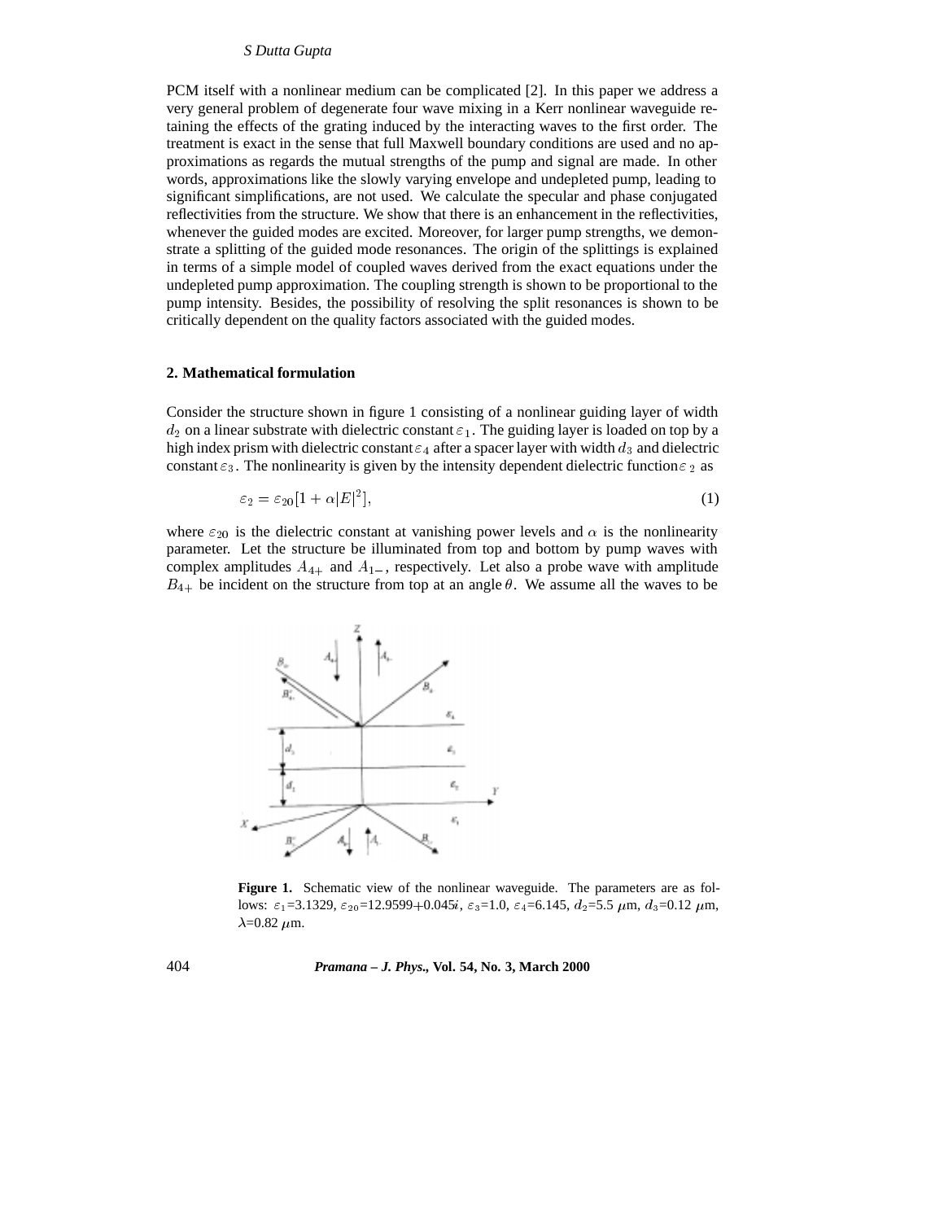PCM itself with a nonlinear medium can be complicated [2]. In this paper we address a very general problem of degenerate four wave mixing in a Kerr nonlinear waveguide retaining the effects of the grating induced by the interacting waves to the first order. The treatment is exact in the sense that full Maxwell boundary conditions are used and no approximations as regards the mutual strengths of the pump and signal are made. In other words, approximations like the slowly varying envelope and undepleted pump, leading to significant simplifications, are not used. We calculate the specular and phase conjugated reflectivities from the structure. We show that there is an enhancement in the reflectivities, whenever the guided modes are excited. Moreover, for larger pump strengths, we demonstrate a splitting of the guided mode resonances. The origin of the splittings is explained in terms of a simple model of coupled waves derived from the exact equations under the undepleted pump approximation. The coupling strength is shown to be proportional to the pump intensity. Besides, the possibility of resolving the split resonances is shown to be critically dependent on the quality factors associated with the guided modes.

## 2. Mathematical formulation

Consider the structure shown in figure 1 consisting of a nonlinear guiding layer of width $d_2$ on a linear substrate with dielectric constant $\varepsilon_1$. The guiding layer is loaded on top by a high index prism with dielectric constant $\varepsilon_4$ after a spacer layer with width $d_3$ and dielectric constant $\varepsilon_3$. The nonlinearity is given by the intensity dependent dielectric function $\varepsilon_2$ as

$$\varepsilon_2 = \varepsilon_{20}[1 + \alpha|E|^2], \tag{1}$$

where $\varepsilon_{20}$ is the dielectric constant at vanishing power levels and $\alpha$ is the nonlinearity parameter. Let the structure be illuminated from top and bottom by pump waves with complex amplitudes $A_{4+}$ and $A_{1-}$, respectively. Let also a probe wave with amplitude $B_{4+}$ be incident on the structure from top at an angle $\theta$. We assume all the waves to be

**Figure 1.** Schematic view of the nonlinear waveguide. The parameters are as follows: $\varepsilon_1$=3.1329, $\varepsilon_{20}$=12.9599+0.045$i$, $\varepsilon_3$=1.0, $\varepsilon_4$=6.145, $d_2$=5.5 $\mu$m, $d_3$=0.12 $\mu$m, $\lambda$=0.82 $\mu$m.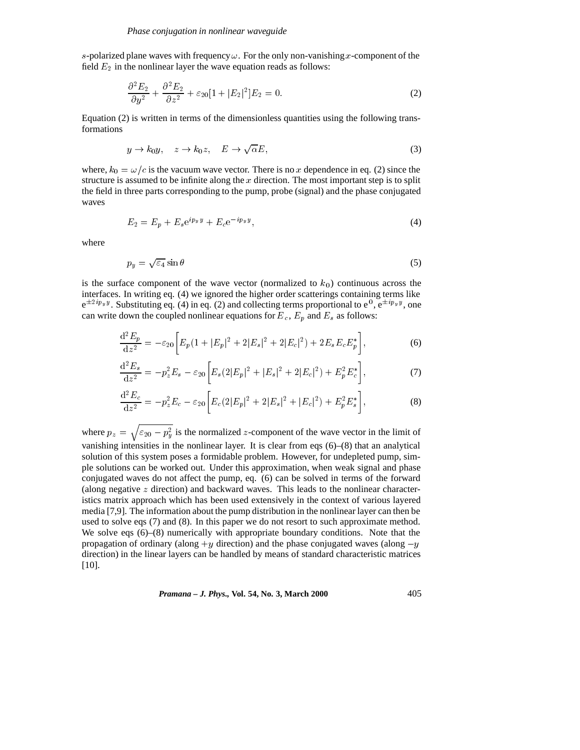$s$-polarized plane waves with frequency $\omega$. For the only non-vanishing $x$-component of the field $E_2$ in the nonlinear layer the wave equation reads as follows:

$$\frac{\partial^2 E_2}{\partial y^2} + \frac{\partial^2 E_2}{\partial z^2} + \varepsilon_{20}[1 + |E_2|^2]E_2 = 0. \tag{2}$$

Equation (2) is written in terms of the dimensionless quantities using the following transformations

$$y \to k_0 y, \quad z \to k_0 z, \quad E \to \sqrt{\alpha} E, \tag{3}$$

where, $k_0 = \omega/c$ is the vacuum wave vector. There is no $x$ dependence in eq. (2) since the structure is assumed to be infinite along the $x$ direction. The most important step is to split the field in three parts corresponding to the pump, probe (signal) and the phase conjugated waves

$$E_2 = E_p + E_s \mathrm{e}^{ip_y y} + E_c \mathrm{e}^{-ip_y y}, \tag{4}$$

where

$$p_y = \sqrt{\varepsilon_4} \sin\theta \tag{5}$$

is the surface component of the wave vector (normalized to $k_0$) continuous across the interfaces. In writing eq. (4) we ignored the higher order scatterings containing terms like $\mathrm{e}^{\pm 2ip_y y}$. Substituting eq. (4) in eq. (2) and collecting terms proportional to $\mathrm{e}^0$, $\mathrm{e}^{\pm ip_y y}$, one can write down the coupled nonlinear equations for $E_c$, $E_p$ and $E_s$ as follows:

$$\frac{\mathrm{d}^2 E_p}{\mathrm{d}z^2} = -\varepsilon_{20}\left[E_p(1 + |E_p|^2 + 2|E_s|^2 + 2|E_c|^2) + 2E_s E_c E_p^*\right], \tag{6}$$

$$\frac{\mathrm{d}^2 E_s}{\mathrm{d}z^2} = -p_z^2 E_s - \varepsilon_{20}\left[E_s(2|E_p|^2 + |E_s|^2 + 2|E_c|^2) + E_p^2 E_c^*\right], \tag{7}$$

$$\frac{\mathrm{d}^2 E_c}{\mathrm{d}z^2} = -p_z^2 E_c - \varepsilon_{20}\left[E_c(2|E_p|^2 + 2|E_s|^2 + |E_c|^2) + E_p^2 E_s^*\right], \tag{8}$$

where $p_z = \sqrt{\varepsilon_{20} - p_y^2}$ is the normalized $z$-component of the wave vector in the limit of vanishing intensities in the nonlinear layer. It is clear from eqs (6)–(8) that an analytical solution of this system poses a formidable problem. However, for undepleted pump, simple solutions can be worked out. Under this approximation, when weak signal and phase conjugated waves do not affect the pump, eq. (6) can be solved in terms of the forward (along negative $z$ direction) and backward waves. This leads to the nonlinear characteristics matrix approach which has been used extensively in the context of various layered media [7,9]. The information about the pump distribution in the nonlinear layer can then be used to solve eqs (7) and (8). In this paper we do not resort to such approximate method. We solve eqs (6)–(8) numerically with appropriate boundary conditions. Note that the propagation of ordinary (along $+y$ direction) and the phase conjugated waves (along $-y$ direction) in the linear layers can be handled by means of standard characteristic matrices [10].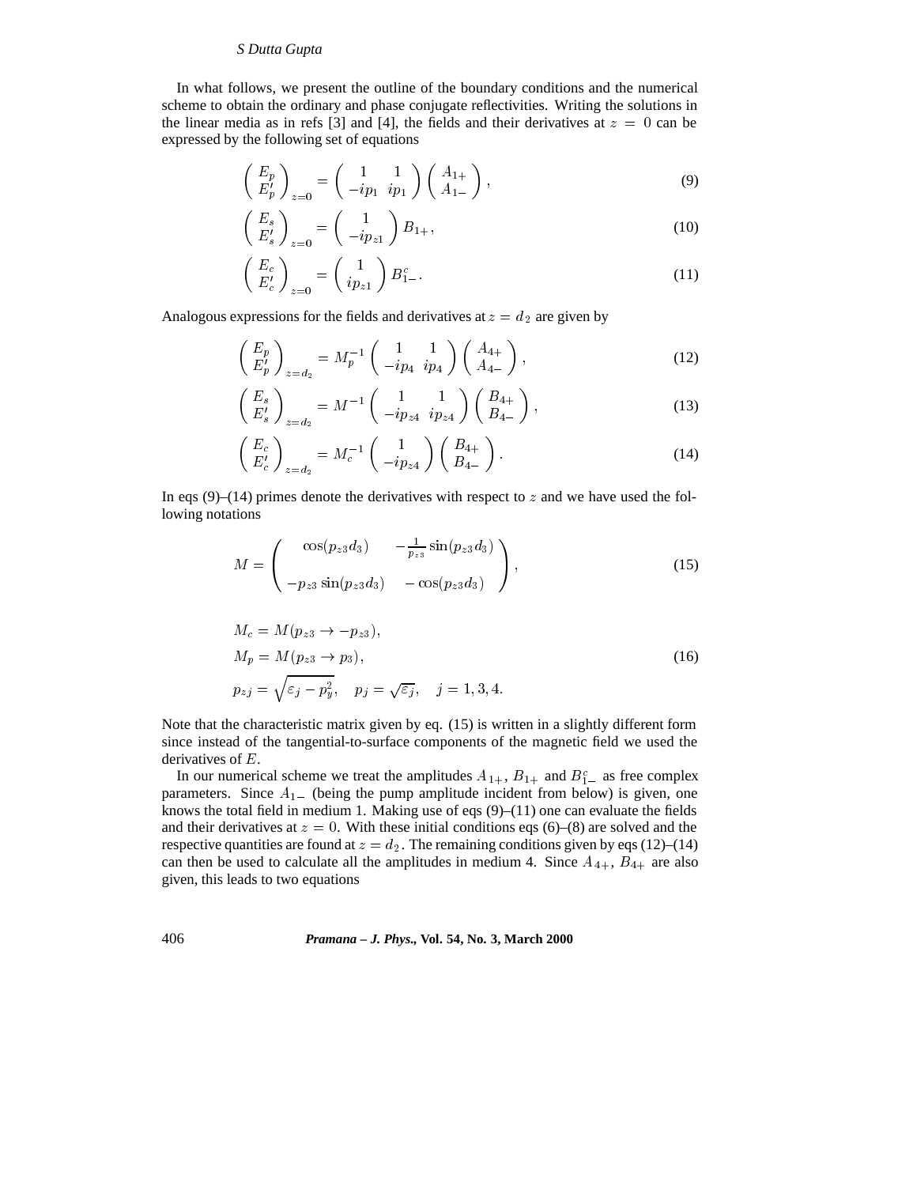In what follows, we present the outline of the boundary conditions and the numerical scheme to obtain the ordinary and phase conjugate reflectivities. Writing the solutions in the linear media as in refs [3] and [4], the fields and their derivatives at $z = 0$ can be expressed by the following set of equations

$$\begin{pmatrix} E_p \\ E_p' \end{pmatrix}_{z=0} = \begin{pmatrix} 1 & 1 \\ -ip_1 & ip_1 \end{pmatrix} \begin{pmatrix} A_{1+} \\ A_{1-} \end{pmatrix}, \tag{9}$$

$$\begin{pmatrix} E_s \\ E_s' \end{pmatrix}_{z=0} = \begin{pmatrix} 1 \\ -ip_{z1} \end{pmatrix} B_{1+}, \tag{10}$$

$$\begin{pmatrix} E_c \\ E_c' \end{pmatrix}_{z=0} = \begin{pmatrix} 1 \\ ip_{z1} \end{pmatrix} B_{1-}^c. \tag{11}$$

Analogous expressions for the fields and derivatives at $z = d_2$ are given by

$$\begin{pmatrix} E_p \\ E_p' \end{pmatrix}_{z=d_2} = M_p^{-1} \begin{pmatrix} 1 & 1 \\ -ip_4 & ip_4 \end{pmatrix} \begin{pmatrix} A_{4+} \\ A_{4-} \end{pmatrix}, \tag{12}$$

$$\begin{pmatrix} E_s \\ E_s' \end{pmatrix}_{z=d_2} = M^{-1} \begin{pmatrix} 1 & 1 \\ -ip_{z4} & ip_{z4} \end{pmatrix} \begin{pmatrix} B_{4+} \\ B_{4-} \end{pmatrix}, \tag{13}$$

$$\begin{pmatrix} E_c \\ E_c' \end{pmatrix}_{z=d_2} = M_c^{-1} \begin{pmatrix} 1 \\ -ip_{z4} \end{pmatrix} \begin{pmatrix} B_{4+} \\ B_{4-} \end{pmatrix}. \tag{14}$$

In eqs (9)–(14) primes denote the derivatives with respect to $z$ and we have used the following notations

$$M = \begin{pmatrix} \cos(p_{z3}d_3) & -\frac{1}{p_{z3}}\sin(p_{z3}d_3) \\ -p_{z3}\sin(p_{z3}d_3) & -\cos(p_{z3}d_3) \end{pmatrix}, \tag{15}$$

$$\begin{aligned} M_c &= M(p_{z3} \to -p_{z3}), \\ M_p &= M(p_{z3} \to p_3), \\ p_{zj} &= \sqrt{\varepsilon_j - p_y^2}, \quad p_j = \sqrt{\varepsilon_j}, \quad j = 1, 3, 4. \end{aligned} \tag{16}$$

Note that the characteristic matrix given by eq. (15) is written in a slightly different form since instead of the tangential-to-surface components of the magnetic field we used the derivatives of $E$.

In our numerical scheme we treat the amplitudes $A_{1+}$, $B_{1+}$ and $B_{1-}^c$ as free complex parameters. Since $A_{1-}$ (being the pump amplitude incident from below) is given, one knows the total field in medium 1. Making use of eqs (9)–(11) one can evaluate the fields and their derivatives at $z = 0$. With these initial conditions eqs (6)–(8) are solved and the respective quantities are found at $z = d_2$. The remaining conditions given by eqs (12)–(14) can then be used to calculate all the amplitudes in medium 4. Since $A_{4+}$, $B_{4+}$ are also given, this leads to two equations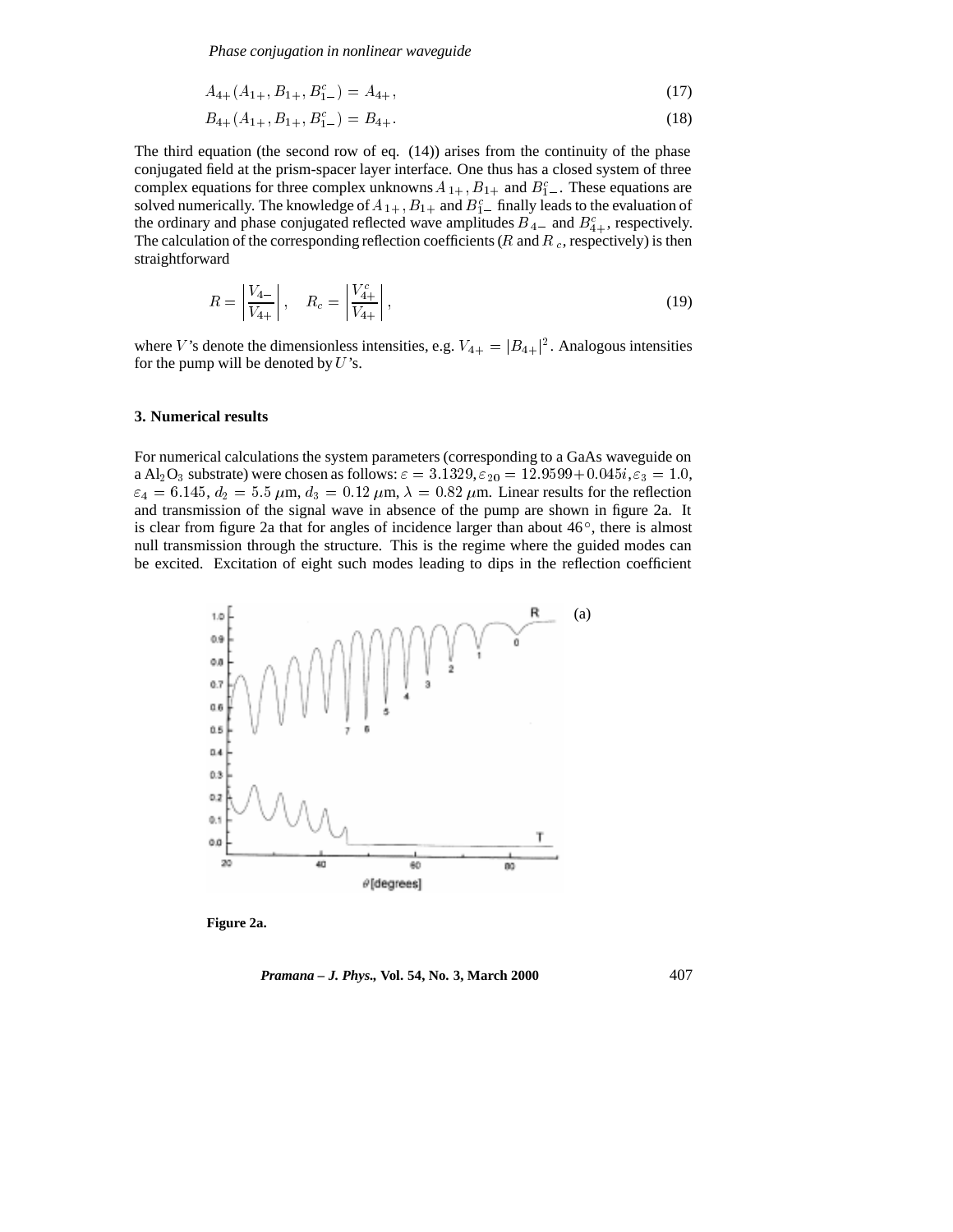$$A_{4+}(A_{1+}, B_{1+}, B^c_{1-}) = A_{4+}, \tag{17}$$

$$B_{4+}(A_{1+}, B_{1+}, B^c_{1-}) = B_{4+}. \tag{18}$$

The third equation (the second row of eq. (14)) arises from the continuity of the phase conjugated field at the prism-spacer layer interface. One thus has a closed system of three complex equations for three complex unknowns $A_{1+}$, $B_{1+}$ and $B^c_{1-}$. These equations are solved numerically. The knowledge of $A_{1+}$, $B_{1+}$ and $B^c_{1-}$ finally leads to the evaluation of the ordinary and phase conjugated reflected wave amplitudes $B_{4-}$ and $B^c_{4+}$, respectively. The calculation of the corresponding reflection coefficients ($R$ and $R_c$, respectively) is then straightforward

$$R = \left|\frac{V_{4-}}{V_{4+}}\right|, \quad R_c = \left|\frac{V^c_{4+}}{V_{4+}}\right|, \tag{19}$$

where $V$'s denote the dimensionless intensities, e.g. $V_{4+} = |B_{4+}|^2$. Analogous intensities for the pump will be denoted by $U$'s.

## 3. Numerical results

For numerical calculations the system parameters (corresponding to a GaAs waveguide on a $Al_2O_3$ substrate) were chosen as follows: $\varepsilon = 3.1329, \varepsilon_{20} = 12.9599 + 0.045i, \varepsilon_3 = 1.0$, $\varepsilon_4 = 6.145$, $d_2 = 5.5\ \mu$m, $d_3 = 0.12\ \mu$m, $\lambda = 0.82\ \mu$m. Linear results for the reflection and transmission of the signal wave in absence of the pump are shown in figure 2a. It is clear from figure 2a that for angles of incidence larger than about $46°$, there is almost null transmission through the structure. This is the regime where the guided modes can be excited. Excitation of eight such modes leading to dips in the reflection coefficient

**Figure 2a.**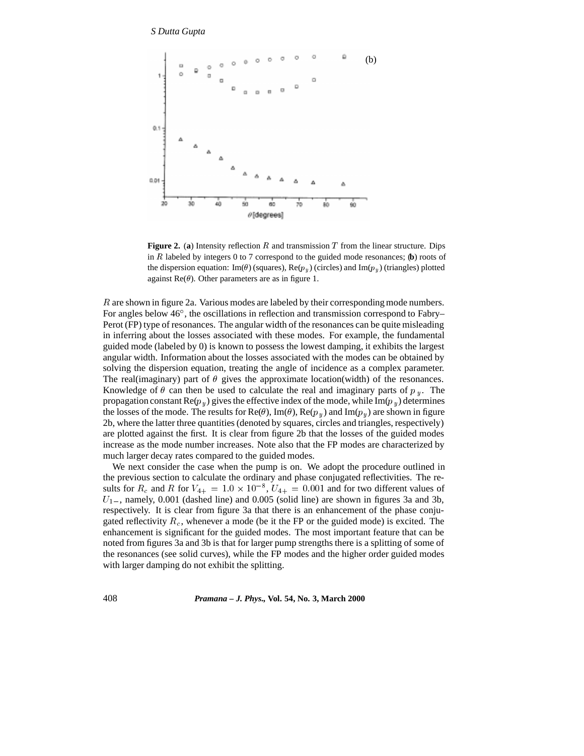**Figure 2.** (**a**) Intensity reflection $R$ and transmission $T$ from the linear structure. Dips in $R$ labeled by integers 0 to 7 correspond to the guided mode resonances; (**b**) roots of the dispersion equation: Im($\theta$) (squares), Re($p_y$) (circles) and Im($p_y$) (triangles) plotted against Re($\theta$). Other parameters are as in figure 1.

$R$ are shown in figure 2a. Various modes are labeled by their corresponding mode numbers. For angles below 46°, the oscillations in reflection and transmission correspond to Fabry–Perot (FP) type of resonances. The angular width of the resonances can be quite misleading in inferring about the losses associated with these modes. For example, the fundamental guided mode (labeled by 0) is known to possess the lowest damping, it exhibits the largest angular width. Information about the losses associated with the modes can be obtained by solving the dispersion equation, treating the angle of incidence as a complex parameter. The real(imaginary) part of $\theta$ gives the approximate location(width) of the resonances. Knowledge of $\theta$ can then be used to calculate the real and imaginary parts of $p_y$. The propagation constant Re($p_y$) gives the effective index of the mode, while Im($p_y$) determines the losses of the mode. The results for Re($\theta$), Im($\theta$), Re($p_y$) and Im($p_y$) are shown in figure 2b, where the latter three quantities (denoted by squares, circles and triangles, respectively) are plotted against the first. It is clear from figure 2b that the losses of the guided modes increase as the mode number increases. Note also that the FP modes are characterized by much larger decay rates compared to the guided modes.

We next consider the case when the pump is on. We adopt the procedure outlined in the previous section to calculate the ordinary and phase conjugated reflectivities. The results for $R_c$ and $R$ for $V_{4+} = 1.0 \times 10^{-8}$, $U_{4+} = 0.001$ and for two different values of $U_{1-}$, namely, 0.001 (dashed line) and 0.005 (solid line) are shown in figures 3a and 3b, respectively. It is clear from figure 3a that there is an enhancement of the phase conjugated reflectivity $R_c$, whenever a mode (be it the FP or the guided mode) is excited. The enhancement is significant for the guided modes. The most important feature that can be noted from figures 3a and 3b is that for larger pump strengths there is a splitting of some of the resonances (see solid curves), while the FP modes and the higher order guided modes with larger damping do not exhibit the splitting.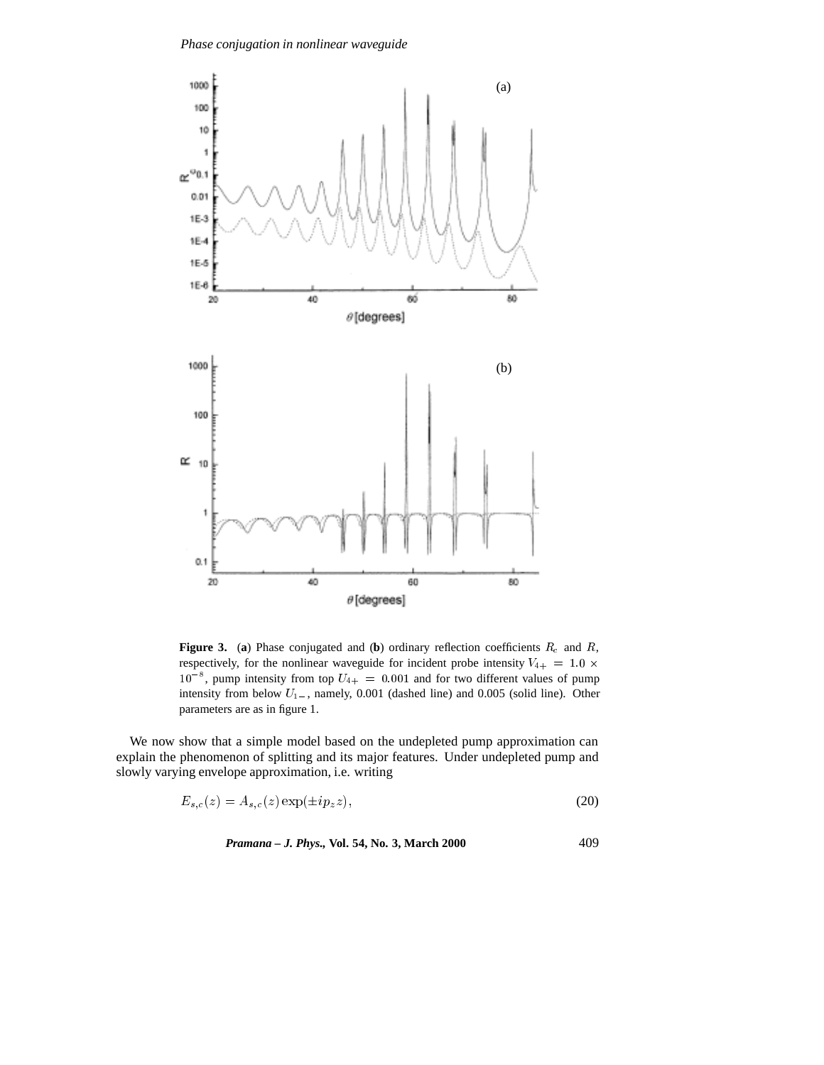**Figure 3.** (**a**) Phase conjugated and (**b**) ordinary reflection coefficients $R_c$ and $R$, respectively, for the nonlinear waveguide for incident probe intensity $V_{4+} = 1.0 \times 10^{-8}$, pump intensity from top $U_{4+} = 0.001$ and for two different values of pump intensity from below $U_{1-}$, namely, 0.001 (dashed line) and 0.005 (solid line). Other parameters are as in figure 1.

We now show that a simple model based on the undepleted pump approximation can explain the phenomenon of splitting and its major features. Under undepleted pump and slowly varying envelope approximation, i.e. writing

$$E_{s,c}(z) = A_{s,c}(z)\exp(\pm i p_z z), \tag{20}$$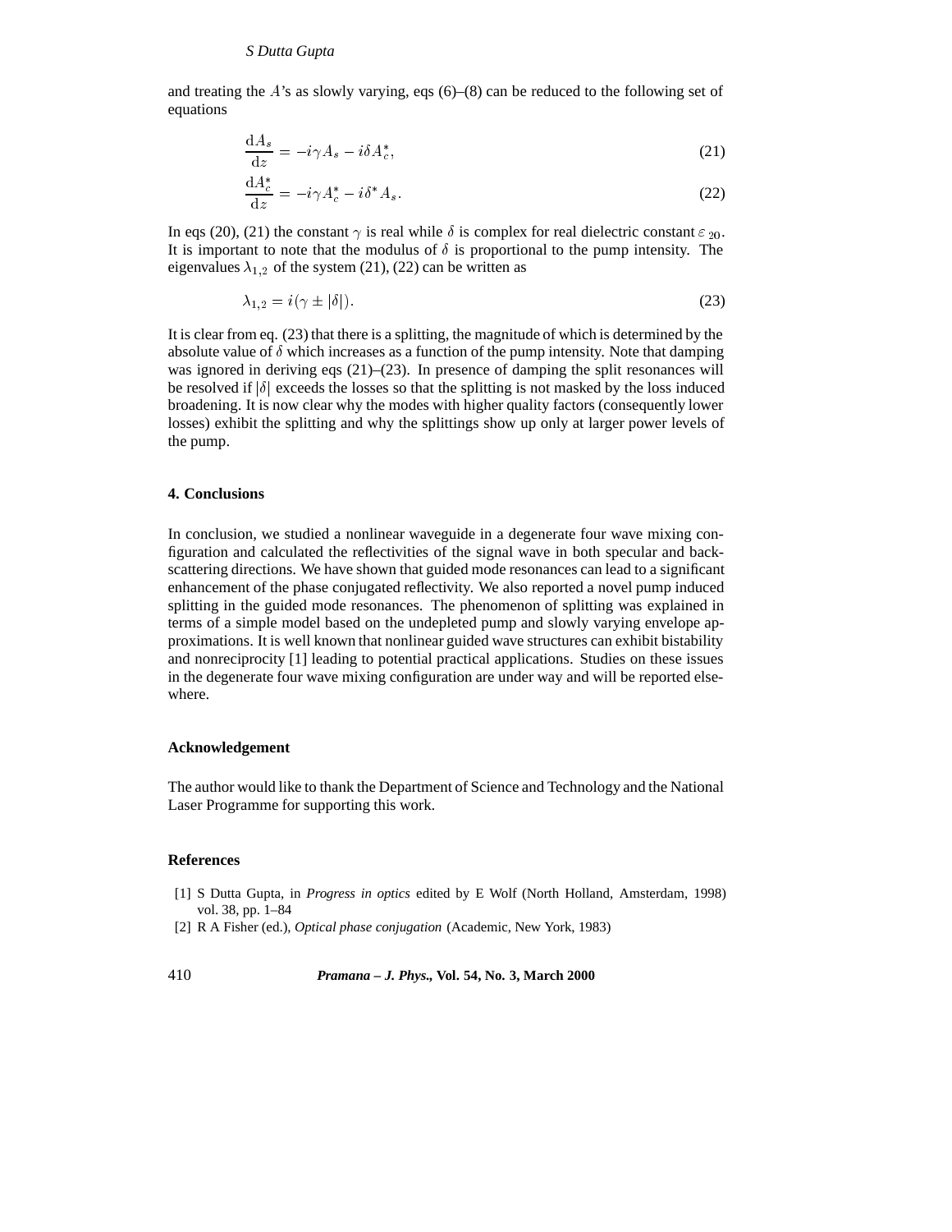and treating the $A$'s as slowly varying, eqs (6)–(8) can be reduced to the following set of equations

$$\frac{\mathrm{d}A_s}{\mathrm{d}z} = -i\gamma A_s - i\delta A_c^*, \tag{21}$$

$$\frac{\mathrm{d}A_c^*}{\mathrm{d}z} = -i\gamma A_c^* - i\delta^* A_s. \tag{22}$$

In eqs (20), (21) the constant $\gamma$ is real while $\delta$ is complex for real dielectric constant $\varepsilon_{20}$. It is important to note that the modulus of $\delta$ is proportional to the pump intensity. The eigenvalues $\lambda_{1,2}$ of the system (21), (22) can be written as

$$\lambda_{1,2} = i(\gamma \pm |\delta|). \tag{23}$$

It is clear from eq. (23) that there is a splitting, the magnitude of which is determined by the absolute value of $\delta$ which increases as a function of the pump intensity. Note that damping was ignored in deriving eqs (21)–(23). In presence of damping the split resonances will be resolved if $|\delta|$ exceeds the losses so that the splitting is not masked by the loss induced broadening. It is now clear why the modes with higher quality factors (consequently lower losses) exhibit the splitting and why the splittings show up only at larger power levels of the pump.

## 4. Conclusions

In conclusion, we studied a nonlinear waveguide in a degenerate four wave mixing configuration and calculated the reflectivities of the signal wave in both specular and backscattering directions. We have shown that guided mode resonances can lead to a significant enhancement of the phase conjugated reflectivity. We also reported a novel pump induced splitting in the guided mode resonances. The phenomenon of splitting was explained in terms of a simple model based on the undepleted pump and slowly varying envelope approximations. It is well known that nonlinear guided wave structures can exhibit bistability and nonreciprocity [1] leading to potential practical applications. Studies on these issues in the degenerate four wave mixing configuration are under way and will be reported elsewhere.

### Acknowledgement

The author would like to thank the Department of Science and Technology and the National Laser Programme for supporting this work.

### References

[1] S Dutta Gupta, in *Progress in optics* edited by E Wolf (North Holland, Amsterdam, 1998) vol. 38, pp. 1–84

[2] R A Fisher (ed.), *Optical phase conjugation* (Academic, New York, 1983)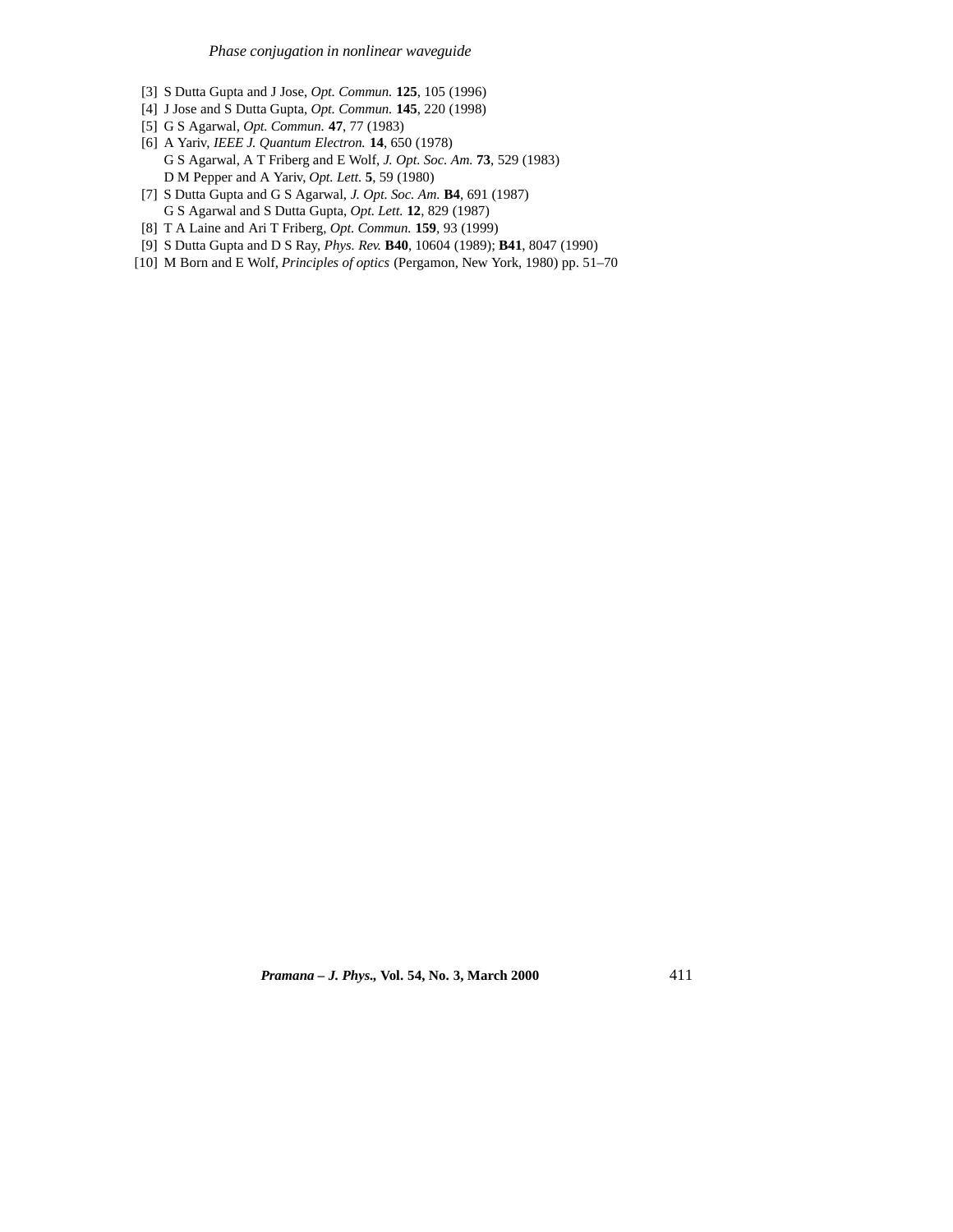[3] S Dutta Gupta and J Jose, *Opt. Commun.* **125**, 105 (1996)
[4] J Jose and S Dutta Gupta, *Opt. Commun.* **145**, 220 (1998)
[5] G S Agarwal, *Opt. Commun.* **47**, 77 (1983)
[6] A Yariv, *IEEE J. Quantum Electron.* **14**, 650 (1978)
G S Agarwal, A T Friberg and E Wolf, *J. Opt. Soc. Am.* **73**, 529 (1983)
D M Pepper and A Yariv, *Opt. Lett.* **5**, 59 (1980)
[7] S Dutta Gupta and G S Agarwal, *J. Opt. Soc. Am.* **B4**, 691 (1987)
G S Agarwal and S Dutta Gupta, *Opt. Lett.* **12**, 829 (1987)
[8] T A Laine and Ari T Friberg, *Opt. Commun.* **159**, 93 (1999)
[9] S Dutta Gupta and D S Ray, *Phys. Rev.* **B40**, 10604 (1989); **B41**, 8047 (1990)
[10] M Born and E Wolf, *Principles of optics* (Pergamon, New York, 1980) pp. 51–70